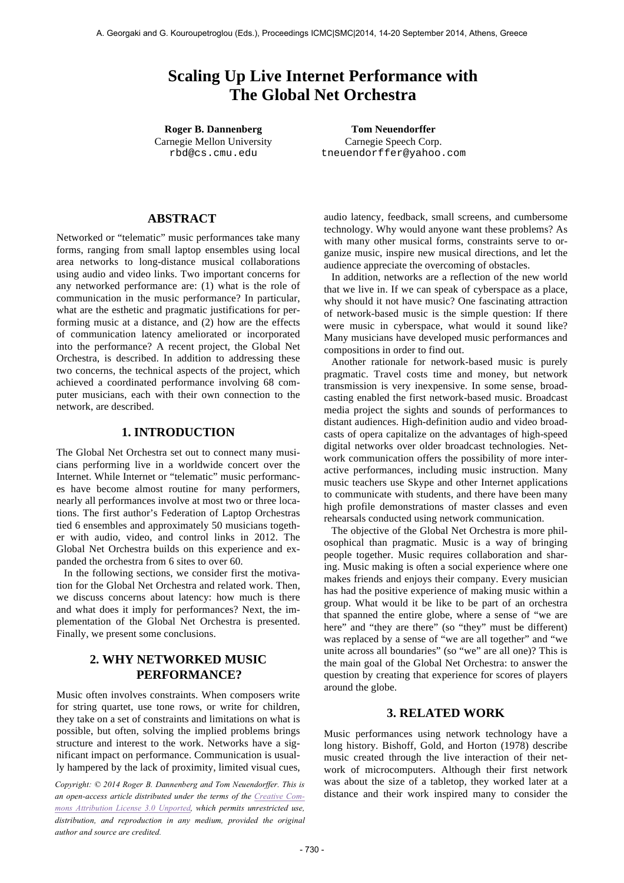# Scaling Up Live Internet Performance with The Global Net Orchestra

**Roger B. Dannenberg**
Carnegie Mellon University
rbd@cs.cmu.edu

**Tom Neuendorffer**
Carnegie Speech Corp.
tneuendorffer@yahoo.com

## ABSTRACT

Networked or "telematic" music performances take many forms, ranging from small laptop ensembles using local area networks to long-distance musical collaborations using audio and video links. Two important concerns for any networked performance are: (1) what is the role of communication in the music performance? In particular, what are the esthetic and pragmatic justifications for performing music at a distance, and (2) how are the effects of communication latency ameliorated or incorporated into the performance? A recent project, the Global Net Orchestra, is described. In addition to addressing these two concerns, the technical aspects of the project, which achieved a coordinated performance involving 68 computer musicians, each with their own connection to the network, are described.

## 1. INTRODUCTION

The Global Net Orchestra set out to connect many musicians performing live in a worldwide concert over the Internet. While Internet or "telematic" music performances have become almost routine for many performers, nearly all performances involve at most two or three locations. The first author's Federation of Laptop Orchestras tied 6 ensembles and approximately 50 musicians together with audio, video, and control links in 2012. The Global Net Orchestra builds on this experience and expanded the orchestra from 6 sites to over 60.

In the following sections, we consider first the motivation for the Global Net Orchestra and related work. Then, we discuss concerns about latency: how much is there and what does it imply for performances? Next, the implementation of the Global Net Orchestra is presented. Finally, we present some conclusions.

## 2. WHY NETWORKED MUSIC PERFORMANCE?

Music often involves constraints. When composers write for string quartet, use tone rows, or write for children, they take on a set of constraints and limitations on what is possible, but often, solving the implied problems brings structure and interest to the work. Networks have a significant impact on performance. Communication is usually hampered by the lack of proximity, limited visual cues, audio latency, feedback, small screens, and cumbersome technology. Why would anyone want these problems? As with many other musical forms, constraints serve to organize music, inspire new musical directions, and let the audience appreciate the overcoming of obstacles.

In addition, networks are a reflection of the new world that we live in. If we can speak of cyberspace as a place, why should it not have music? One fascinating attraction of network-based music is the simple question: If there were music in cyberspace, what would it sound like? Many musicians have developed music performances and compositions in order to find out.

Another rationale for network-based music is purely pragmatic. Travel costs time and money, but network transmission is very inexpensive. In some sense, broadcasting enabled the first network-based music. Broadcast media project the sights and sounds of performances to distant audiences. High-definition audio and video broadcasts of opera capitalize on the advantages of high-speed digital networks over older broadcast technologies. Network communication offers the possibility of more interactive performances, including music instruction. Many music teachers use Skype and other Internet applications to communicate with students, and there have been many high profile demonstrations of master classes and even rehearsals conducted using network communication.

The objective of the Global Net Orchestra is more philosophical than pragmatic. Music is a way of bringing people together. Music requires collaboration and sharing. Music making is often a social experience where one makes friends and enjoys their company. Every musician has had the positive experience of making music within a group. What would it be like to be part of an orchestra that spanned the entire globe, where a sense of "we are here" and "they are there" (so "they" must be different) was replaced by a sense of "we are all together" and "we unite across all boundaries" (so "we" are all one)? This is the main goal of the Global Net Orchestra: to answer the question by creating that experience for scores of players around the globe.

## 3. RELATED WORK

Music performances using network technology have a long history. Bishoff, Gold, and Horton (1978) describe music created through the live interaction of their network of microcomputers. Although their first network was about the size of a tabletop, they worked later at a distance and their work inspired many to consider the

*Copyright: © 2014 Roger B. Dannenberg and Tom Neuendorffer. This is an open-access article distributed under the terms of the Creative Commons Attribution License 3.0 Unported, which permits unrestricted use, distribution, and reproduction in any medium, provided the original author and source are credited.*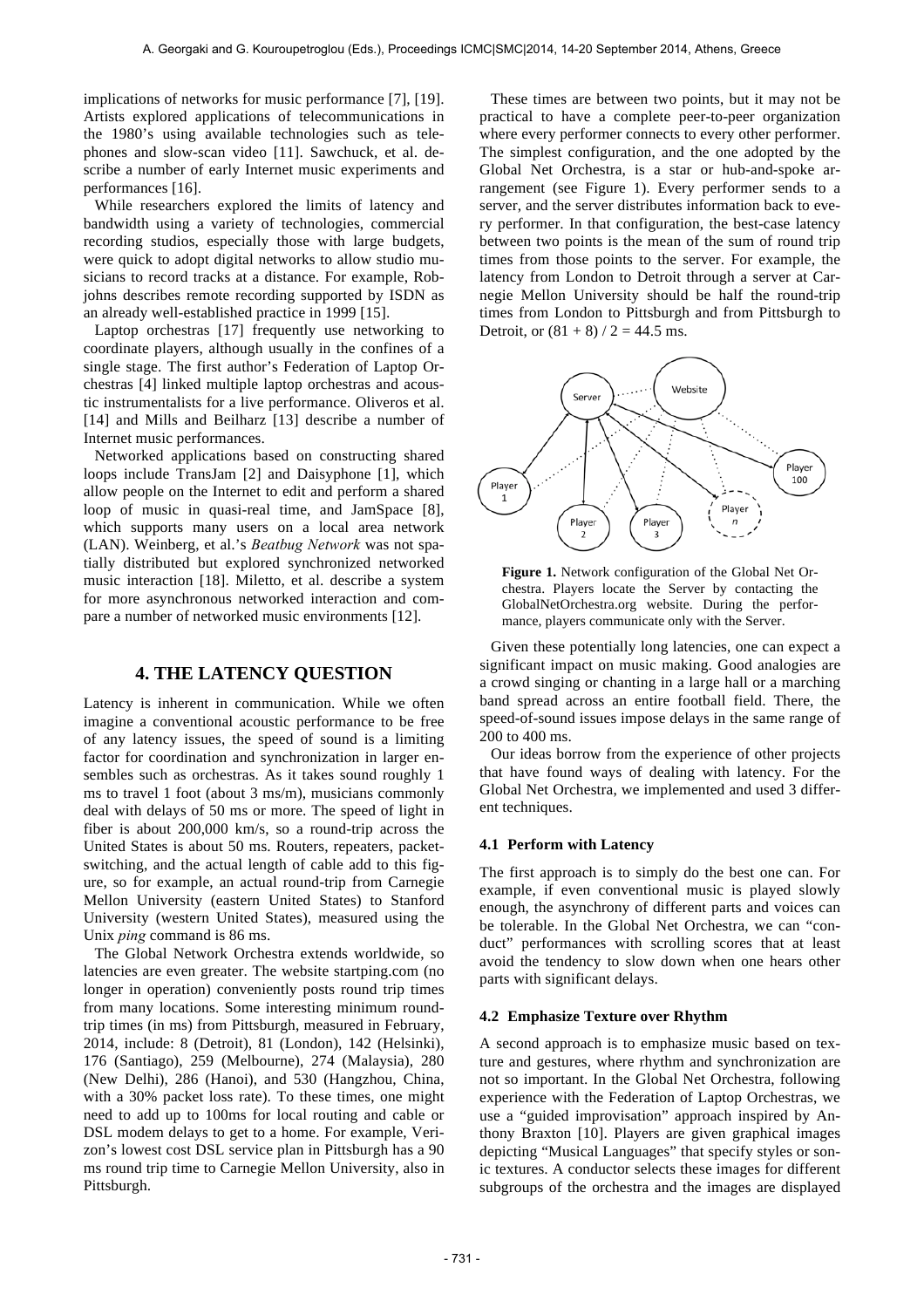implications of networks for music performance [7], [19]. Artists explored applications of telecommunications in the 1980's using available technologies such as telephones and slow-scan video [11]. Sawchuck, et al. describe a number of early Internet music experiments and performances [16].

While researchers explored the limits of latency and bandwidth using a variety of technologies, commercial recording studios, especially those with large budgets, were quick to adopt digital networks to allow studio musicians to record tracks at a distance. For example, Robjohns describes remote recording supported by ISDN as an already well-established practice in 1999 [15].

Laptop orchestras [17] frequently use networking to coordinate players, although usually in the confines of a single stage. The first author's Federation of Laptop Orchestras [4] linked multiple laptop orchestras and acoustic instrumentalists for a live performance. Oliveros et al. [14] and Mills and Beilharz [13] describe a number of Internet music performances.

Networked applications based on constructing shared loops include TransJam [2] and Daisyphone [1], which allow people on the Internet to edit and perform a shared loop of music in quasi-real time, and JamSpace [8], which supports many users on a local area network (LAN). Weinberg, et al.'s *Beatbug Network* was not spatially distributed but explored synchronized networked music interaction [18]. Miletto, et al. describe a system for more asynchronous networked interaction and compare a number of networked music environments [12].

## 4. THE LATENCY QUESTION

Latency is inherent in communication. While we often imagine a conventional acoustic performance to be free of any latency issues, the speed of sound is a limiting factor for coordination and synchronization in larger ensembles such as orchestras. As it takes sound roughly 1 ms to travel 1 foot (about 3 ms/m), musicians commonly deal with delays of 50 ms or more. The speed of light in fiber is about 200,000 km/s, so a round-trip across the United States is about 50 ms. Routers, repeaters, packet-switching, and the actual length of cable add to this figure, so for example, an actual round-trip from Carnegie Mellon University (eastern United States) to Stanford University (western United States), measured using the Unix *ping* command is 86 ms.

The Global Network Orchestra extends worldwide, so latencies are even greater. The website startping.com (no longer in operation) conveniently posts round trip times from many locations. Some interesting minimum round-trip times (in ms) from Pittsburgh, measured in February, 2014, include: 8 (Detroit), 81 (London), 142 (Helsinki), 176 (Santiago), 259 (Melbourne), 274 (Malaysia), 280 (New Delhi), 286 (Hanoi), and 530 (Hangzhou, China, with a 30% packet loss rate). To these times, one might need to add up to 100ms for local routing and cable or DSL modem delays to get to a home. For example, Verizon's lowest cost DSL service plan in Pittsburgh has a 90 ms round trip time to Carnegie Mellon University, also in Pittsburgh.

These times are between two points, but it may not be practical to have a complete peer-to-peer organization where every performer connects to every other performer. The simplest configuration, and the one adopted by the Global Net Orchestra, is a star or hub-and-spoke arrangement (see Figure 1). Every performer sends to a server, and the server distributes information back to every performer. In that configuration, the best-case latency between two points is the mean of the sum of round trip times from those points to the server. For example, the latency from London to Detroit through a server at Carnegie Mellon University should be half the round-trip times from London to Pittsburgh and from Pittsburgh to Detroit, or $(81 + 8) / 2 = 44.5$ ms.

**Figure 1.** Network configuration of the Global Net Orchestra. Players locate the Server by contacting the GlobalNetOrchestra.org website. During the performance, players communicate only with the Server.

Given these potentially long latencies, one can expect a significant impact on music making. Good analogies are a crowd singing or chanting in a large hall or a marching band spread across an entire football field. There, the speed-of-sound issues impose delays in the same range of 200 to 400 ms.

Our ideas borrow from the experience of other projects that have found ways of dealing with latency. For the Global Net Orchestra, we implemented and used 3 different techniques.

### 4.1 Perform with Latency

The first approach is to simply do the best one can. For example, if even conventional music is played slowly enough, the asynchrony of different parts and voices can be tolerable. In the Global Net Orchestra, we can "conduct" performances with scrolling scores that at least avoid the tendency to slow down when one hears other parts with significant delays.

### 4.2 Emphasize Texture over Rhythm

A second approach is to emphasize music based on texture and gestures, where rhythm and synchronization are not so important. In the Global Net Orchestra, following experience with the Federation of Laptop Orchestras, we use a "guided improvisation" approach inspired by Anthony Braxton [10]. Players are given graphical images depicting "Musical Languages" that specify styles or sonic textures. A conductor selects these images for different subgroups of the orchestra and the images are displayed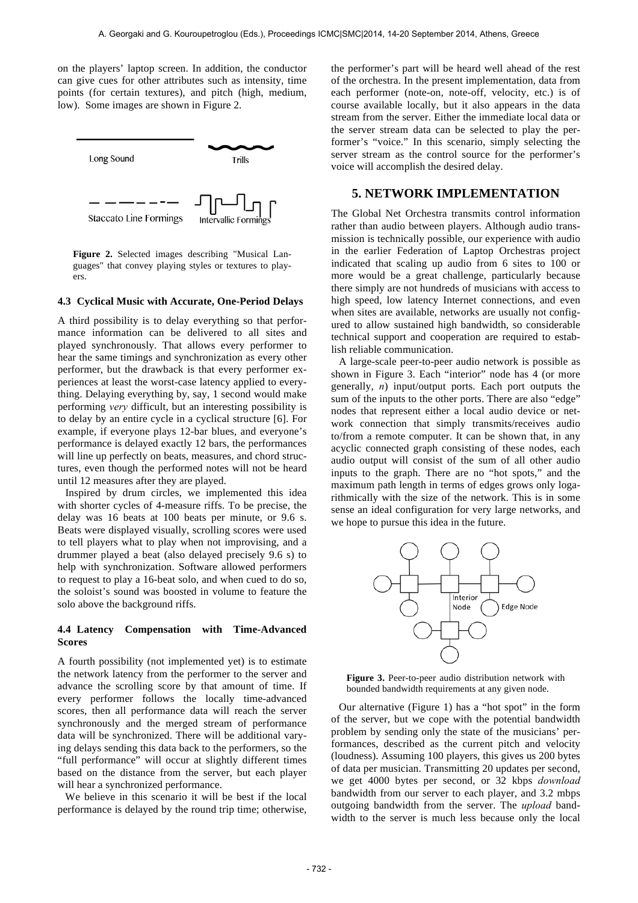on the players' laptop screen. In addition, the conductor can give cues for other attributes such as intensity, time points (for certain textures), and pitch (high, medium, low). Some images are shown in Figure 2.

**Figure 2.** Selected images describing "Musical Languages" that convey playing styles or textures to players.

### 4.3 Cyclical Music with Accurate, One-Period Delays

A third possibility is to delay everything so that performance information can be delivered to all sites and played synchronously. That allows every performer to hear the same timings and synchronization as every other performer, but the drawback is that every performer experiences at least the worst-case latency applied to everything. Delaying everything by, say, 1 second would make performing *very* difficult, but an interesting possibility is to delay by an entire cycle in a cyclical structure [6]. For example, if everyone plays 12-bar blues, and everyone's performance is delayed exactly 12 bars, the performances will line up perfectly on beats, measures, and chord structures, even though the performed notes will not be heard until 12 measures after they are played.

Inspired by drum circles, we implemented this idea with shorter cycles of 4-measure riffs. To be precise, the delay was 16 beats at 100 beats per minute, or 9.6 s. Beats were displayed visually, scrolling scores were used to tell players what to play when not improvising, and a drummer played a beat (also delayed precisely 9.6 s) to help with synchronization. Software allowed performers to request to play a 16-beat solo, and when cued to do so, the soloist's sound was boosted in volume to feature the solo above the background riffs.

### 4.4 Latency Compensation with Time-Advanced Scores

A fourth possibility (not implemented yet) is to estimate the network latency from the performer to the server and advance the scrolling score by that amount of time. If every performer follows the locally time-advanced scores, then all performance data will reach the server synchronously and the merged stream of performance data will be synchronized. There will be additional varying delays sending this data back to the performers, so the "full performance" will occur at slightly different times based on the distance from the server, but each player will hear a synchronized performance.

We believe in this scenario it will be best if the local performance is delayed by the round trip time; otherwise, the performer's part will be heard well ahead of the rest of the orchestra. In the present implementation, data from each performer (note-on, note-off, velocity, etc.) is of course available locally, but it also appears in the data stream from the server. Either the immediate local data or the server stream data can be selected to play the performer's "voice." In this scenario, simply selecting the server stream as the control source for the performer's voice will accomplish the desired delay.

## 5. NETWORK IMPLEMENTATION

The Global Net Orchestra transmits control information rather than audio between players. Although audio transmission is technically possible, our experience with audio in the earlier Federation of Laptop Orchestras project indicated that scaling up audio from 6 sites to 100 or more would be a great challenge, particularly because there simply are not hundreds of musicians with access to high speed, low latency Internet connections, and even when sites are available, networks are usually not configured to allow sustained high bandwidth, so considerable technical support and cooperation are required to establish reliable communication.

A large-scale peer-to-peer audio network is possible as shown in Figure 3. Each "interior" node has 4 (or more generally, $n$) input/output ports. Each port outputs the sum of the inputs to the other ports. There are also "edge" nodes that represent either a local audio device or network connection that simply transmits/receives audio to/from a remote computer. It can be shown that, in any acyclic connected graph consisting of these nodes, each audio output will consist of the sum of all other audio inputs to the graph. There are no "hot spots," and the maximum path length in terms of edges grows only logarithmically with the size of the network. This is in some sense an ideal configuration for very large networks, and we hope to pursue this idea in the future.

**Figure 3.** Peer-to-peer audio distribution network with bounded bandwidth requirements at any given node.

Our alternative (Figure 1) has a "hot spot" in the form of the server, but we cope with the potential bandwidth problem by sending only the state of the musicians' performances, described as the current pitch and velocity (loudness). Assuming 100 players, this gives us 200 bytes of data per musician. Transmitting 20 updates per second, we get 4000 bytes per second, or 32 kbps *download* bandwidth from our server to each player, and 3.2 mbps outgoing bandwidth from the server. The *upload* bandwidth to the server is much less because only the local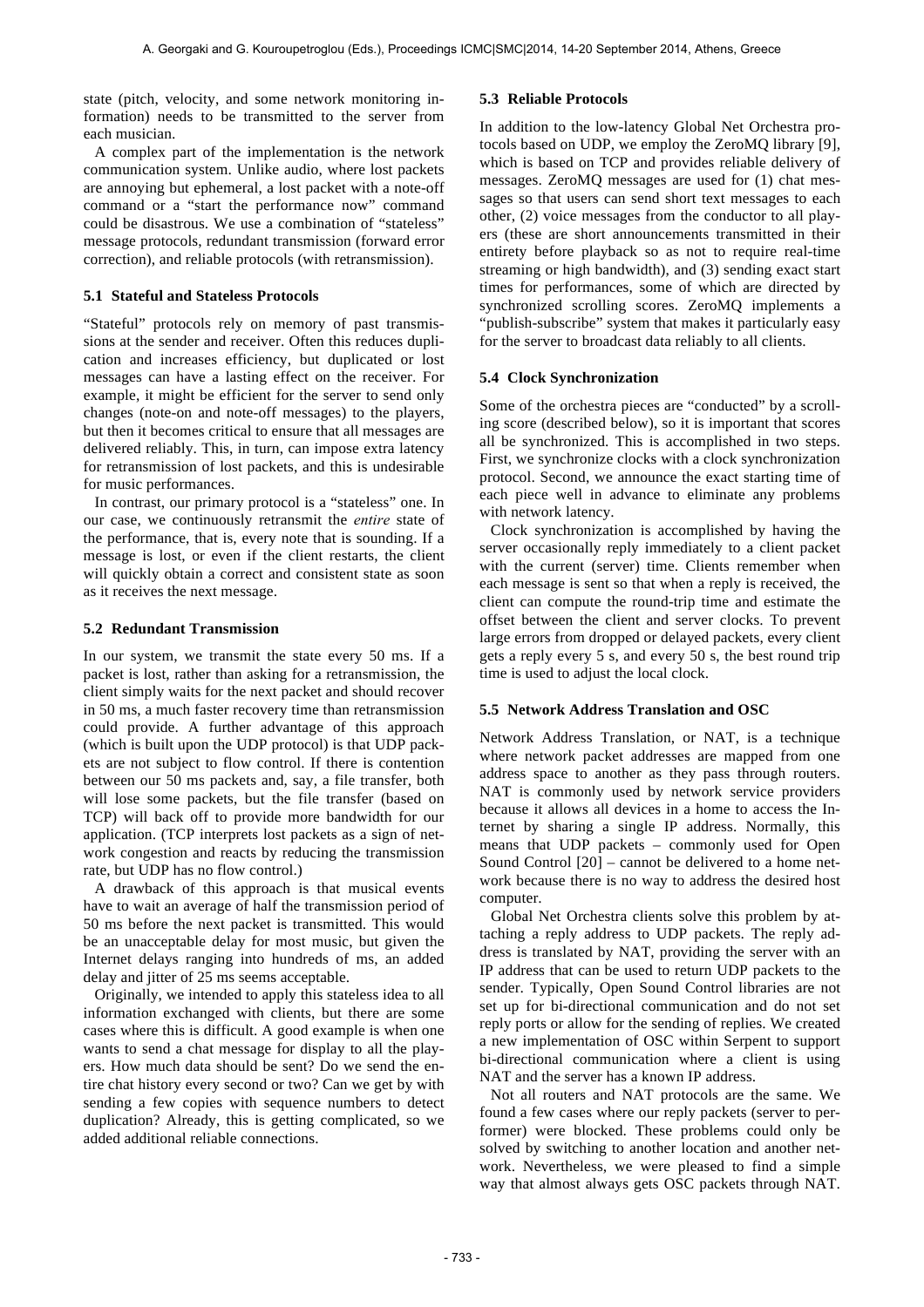state (pitch, velocity, and some network monitoring information) needs to be transmitted to the server from each musician.

A complex part of the implementation is the network communication system. Unlike audio, where lost packets are annoying but ephemeral, a lost packet with a note-off command or a "start the performance now" command could be disastrous. We use a combination of "stateless" message protocols, redundant transmission (forward error correction), and reliable protocols (with retransmission).

### 5.1 Stateful and Stateless Protocols

"Stateful" protocols rely on memory of past transmissions at the sender and receiver. Often this reduces duplication and increases efficiency, but duplicated or lost messages can have a lasting effect on the receiver. For example, it might be efficient for the server to send only changes (note-on and note-off messages) to the players, but then it becomes critical to ensure that all messages are delivered reliably. This, in turn, can impose extra latency for retransmission of lost packets, and this is undesirable for music performances.

In contrast, our primary protocol is a "stateless" one. In our case, we continuously retransmit the *entire* state of the performance, that is, every note that is sounding. If a message is lost, or even if the client restarts, the client will quickly obtain a correct and consistent state as soon as it receives the next message.

### 5.2 Redundant Transmission

In our system, we transmit the state every 50 ms. If a packet is lost, rather than asking for a retransmission, the client simply waits for the next packet and should recover in 50 ms, a much faster recovery time than retransmission could provide. A further advantage of this approach (which is built upon the UDP protocol) is that UDP packets are not subject to flow control. If there is contention between our 50 ms packets and, say, a file transfer, both will lose some packets, but the file transfer (based on TCP) will back off to provide more bandwidth for our application. (TCP interprets lost packets as a sign of network congestion and reacts by reducing the transmission rate, but UDP has no flow control.)

A drawback of this approach is that musical events have to wait an average of half the transmission period of 50 ms before the next packet is transmitted. This would be an unacceptable delay for most music, but given the Internet delays ranging into hundreds of ms, an added delay and jitter of 25 ms seems acceptable.

Originally, we intended to apply this stateless idea to all information exchanged with clients, but there are some cases where this is difficult. A good example is when one wants to send a chat message for display to all the players. How much data should be sent? Do we send the entire chat history every second or two? Can we get by with sending a few copies with sequence numbers to detect duplication? Already, this is getting complicated, so we added additional reliable connections.

### 5.3 Reliable Protocols

In addition to the low-latency Global Net Orchestra protocols based on UDP, we employ the ZeroMQ library [9], which is based on TCP and provides reliable delivery of messages. ZeroMQ messages are used for (1) chat messages so that users can send short text messages to each other, (2) voice messages from the conductor to all players (these are short announcements transmitted in their entirety before playback so as not to require real-time streaming or high bandwidth), and (3) sending exact start times for performances, some of which are directed by synchronized scrolling scores. ZeroMQ implements a "publish-subscribe" system that makes it particularly easy for the server to broadcast data reliably to all clients.

### 5.4 Clock Synchronization

Some of the orchestra pieces are "conducted" by a scrolling score (described below), so it is important that scores all be synchronized. This is accomplished in two steps. First, we synchronize clocks with a clock synchronization protocol. Second, we announce the exact starting time of each piece well in advance to eliminate any problems with network latency.

Clock synchronization is accomplished by having the server occasionally reply immediately to a client packet with the current (server) time. Clients remember when each message is sent so that when a reply is received, the client can compute the round-trip time and estimate the offset between the client and server clocks. To prevent large errors from dropped or delayed packets, every client gets a reply every 5 s, and every 50 s, the best round trip time is used to adjust the local clock.

### 5.5 Network Address Translation and OSC

Network Address Translation, or NAT, is a technique where network packet addresses are mapped from one address space to another as they pass through routers. NAT is commonly used by network service providers because it allows all devices in a home to access the Internet by sharing a single IP address. Normally, this means that UDP packets – commonly used for Open Sound Control [20] – cannot be delivered to a home network because there is no way to address the desired host computer.

Global Net Orchestra clients solve this problem by attaching a reply address to UDP packets. The reply address is translated by NAT, providing the server with an IP address that can be used to return UDP packets to the sender. Typically, Open Sound Control libraries are not set up for bi-directional communication and do not set reply ports or allow for the sending of replies. We created a new implementation of OSC within Serpent to support bi-directional communication where a client is using NAT and the server has a known IP address.

Not all routers and NAT protocols are the same. We found a few cases where our reply packets (server to performer) were blocked. These problems could only be solved by switching to another location and another network. Nevertheless, we were pleased to find a simple way that almost always gets OSC packets through NAT.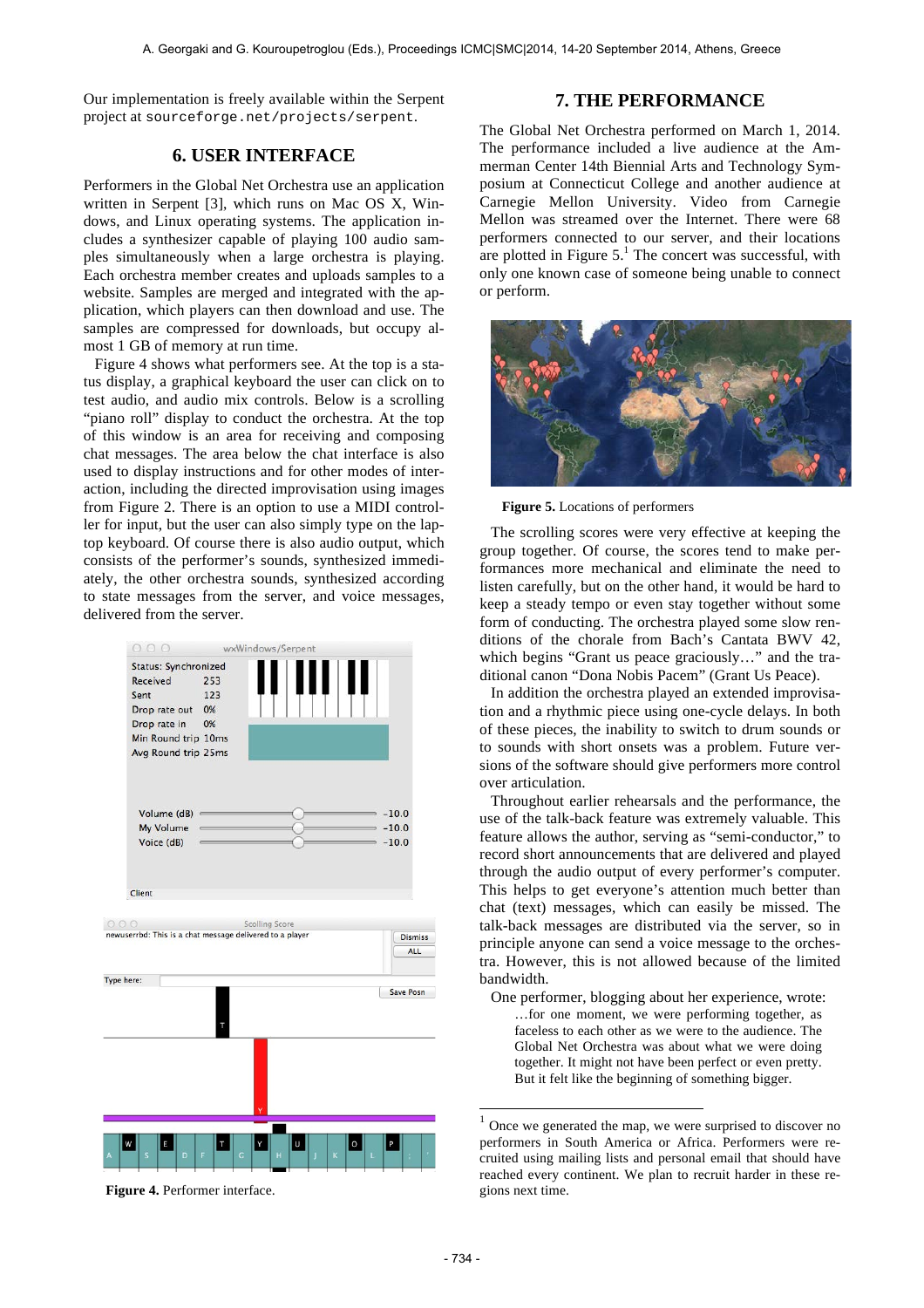Our implementation is freely available within the Serpent project at `sourceforge.net/projects/serpent`.

## 6. USER INTERFACE

Performers in the Global Net Orchestra use an application written in Serpent [3], which runs on Mac OS X, Windows, and Linux operating systems. The application includes a synthesizer capable of playing 100 audio samples simultaneously when a large orchestra is playing. Each orchestra member creates and uploads samples to a website. Samples are merged and integrated with the application, which players can then download and use. The samples are compressed for downloads, but occupy almost 1 GB of memory at run time.

Figure 4 shows what performers see. At the top is a status display, a graphical keyboard the user can click on to test audio, and audio mix controls. Below is a scrolling "piano roll" display to conduct the orchestra. At the top of this window is an area for receiving and composing chat messages. The area below the chat interface is also used to display instructions and for other modes of interaction, including the directed improvisation using images from Figure 2. There is an option to use a MIDI controller for input, but the user can also simply type on the laptop keyboard. Of course there is also audio output, which consists of the performer's sounds, synthesized immediately, the other orchestra sounds, synthesized according to state messages from the server, and voice messages, delivered from the server.

**Figure 4.** Performer interface.

## 7. THE PERFORMANCE

The Global Net Orchestra performed on March 1, 2014. The performance included a live audience at the Ammerman Center 14th Biennial Arts and Technology Symposium at Connecticut College and another audience at Carnegie Mellon University. Video from Carnegie Mellon was streamed over the Internet. There were 68 performers connected to our server, and their locations are plotted in Figure 5.[1] The concert was successful, with only one known case of someone being unable to connect or perform.

**Figure 5.** Locations of performers

The scrolling scores were very effective at keeping the group together. Of course, the scores tend to make performances more mechanical and eliminate the need to listen carefully, but on the other hand, it would be hard to keep a steady tempo or even stay together without some form of conducting. The orchestra played some slow renditions of the chorale from Bach's Cantata BWV 42, which begins "Grant us peace graciously…" and the traditional canon "Dona Nobis Pacem" (Grant Us Peace).

In addition the orchestra played an extended improvisation and a rhythmic piece using one-cycle delays. In both of these pieces, the inability to switch to drum sounds or to sounds with short onsets was a problem. Future versions of the software should give performers more control over articulation.

Throughout earlier rehearsals and the performance, the use of the talk-back feature was extremely valuable. This feature allows the author, serving as "semi-conductor," to record short announcements that are delivered and played through the audio output of every performer's computer. This helps to get everyone's attention much better than chat (text) messages, which can easily be missed. The talk-back messages are distributed via the server, so in principle anyone can send a voice message to the orchestra. However, this is not allowed because of the limited bandwidth.

One performer, blogging about her experience, wrote:

> …for one moment, we were performing together, as faceless to each other as we were to the audience. The Global Net Orchestra was about what we were doing together. It might not have been perfect or even pretty. But it felt like the beginning of something bigger.

---

[1] Once we generated the map, we were surprised to discover no performers in South America or Africa. Performers were recruited using mailing lists and personal email that should have reached every continent. We plan to recruit harder in these regions next time.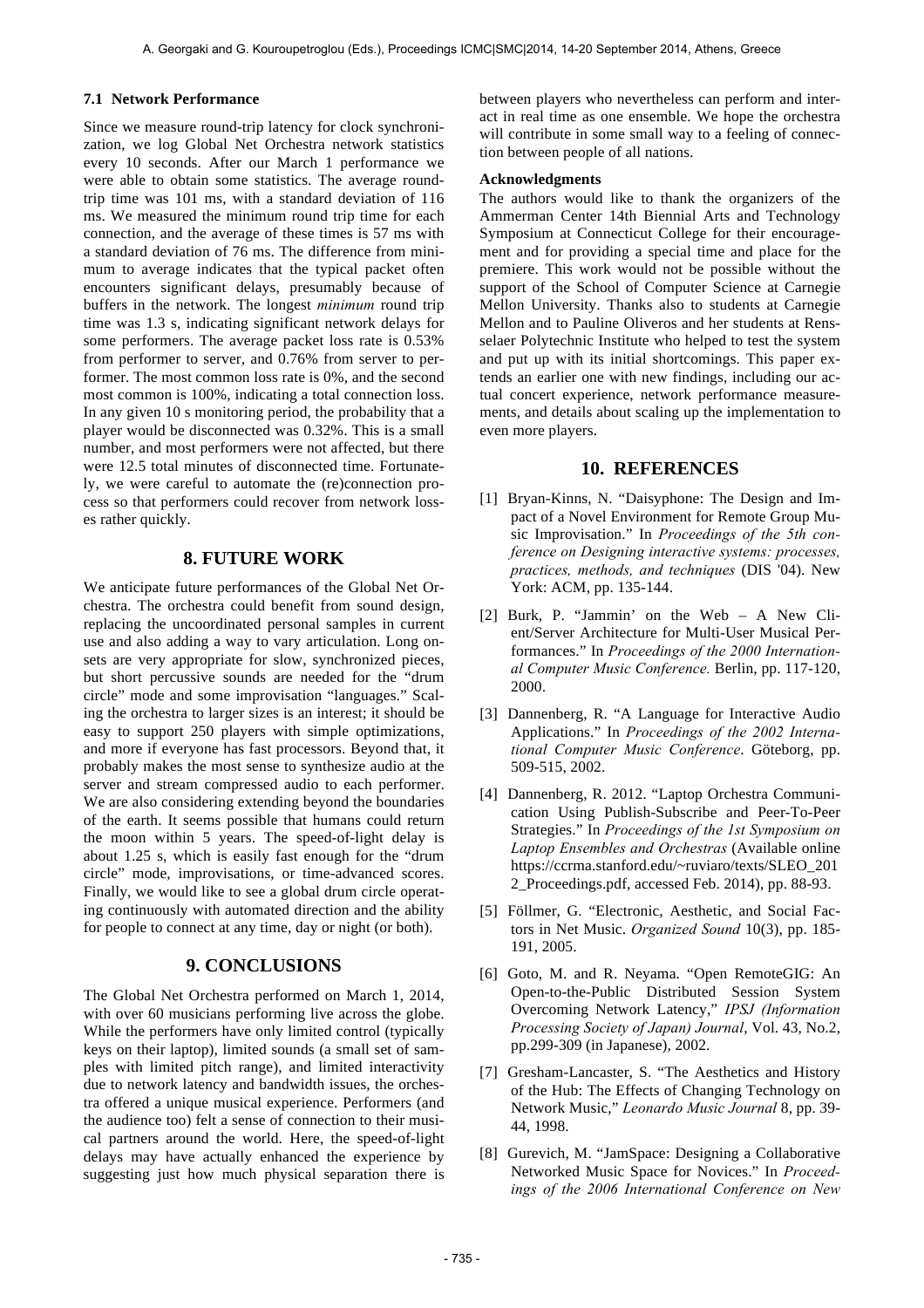### 7.1 Network Performance

Since we measure round-trip latency for clock synchronization, we log Global Net Orchestra network statistics every 10 seconds. After our March 1 performance we were able to obtain some statistics. The average round-trip time was 101 ms, with a standard deviation of 116 ms. We measured the minimum round trip time for each connection, and the average of these times is 57 ms with a standard deviation of 76 ms. The difference from minimum to average indicates that the typical packet often encounters significant delays, presumably because of buffers in the network. The longest *minimum* round trip time was 1.3 s, indicating significant network delays for some performers. The average packet loss rate is 0.53% from performer to server, and 0.76% from server to performer. The most common loss rate is 0%, and the second most common is 100%, indicating a total connection loss. In any given 10 s monitoring period, the probability that a player would be disconnected was 0.32%. This is a small number, and most performers were not affected, but there were 12.5 total minutes of disconnected time. Fortunately, we were careful to automate the (re)connection process so that performers could recover from network losses rather quickly.

## 8. FUTURE WORK

We anticipate future performances of the Global Net Orchestra. The orchestra could benefit from sound design, replacing the uncoordinated personal samples in current use and also adding a way to vary articulation. Long onsets are very appropriate for slow, synchronized pieces, but short percussive sounds are needed for the "drum circle" mode and some improvisation "languages." Scaling the orchestra to larger sizes is an interest; it should be easy to support 250 players with simple optimizations, and more if everyone has fast processors. Beyond that, it probably makes the most sense to synthesize audio at the server and stream compressed audio to each performer. We are also considering extending beyond the boundaries of the earth. It seems possible that humans could return the moon within 5 years. The speed-of-light delay is about 1.25 s, which is easily fast enough for the "drum circle" mode, improvisations, or time-advanced scores. Finally, we would like to see a global drum circle operating continuously with automated direction and the ability for people to connect at any time, day or night (or both).

## 9. CONCLUSIONS

The Global Net Orchestra performed on March 1, 2014, with over 60 musicians performing live across the globe. While the performers have only limited control (typically keys on their laptop), limited sounds (a small set of samples with limited pitch range), and limited interactivity due to network latency and bandwidth issues, the orchestra offered a unique musical experience. Performers (and the audience too) felt a sense of connection to their musical partners around the world. Here, the speed-of-light delays may have actually enhanced the experience by suggesting just how much physical separation there is between players who nevertheless can perform and interact in real time as one ensemble. We hope the orchestra will contribute in some small way to a feeling of connection between people of all nations.

**Acknowledgments**

The authors would like to thank the organizers of the Ammerman Center 14th Biennial Arts and Technology Symposium at Connecticut College for their encouragement and for providing a special time and place for the premiere. This work would not be possible without the support of the School of Computer Science at Carnegie Mellon University. Thanks also to students at Carnegie Mellon and to Pauline Oliveros and her students at Rensselaer Polytechnic Institute who helped to test the system and put up with its initial shortcomings. This paper extends an earlier one with new findings, including our actual concert experience, network performance measurements, and details about scaling up the implementation to even more players.

## 10. REFERENCES

[1] Bryan-Kinns, N. "Daisyphone: The Design and Impact of a Novel Environment for Remote Group Music Improvisation." In *Proceedings of the 5th conference on Designing interactive systems: processes, practices, methods, and techniques* (DIS '04). New York: ACM, pp. 135-144.

[2] Burk, P. "Jammin' on the Web – A New Client/Server Architecture for Multi-User Musical Performances." In *Proceedings of the 2000 International Computer Music Conference.* Berlin, pp. 117-120, 2000.

[3] Dannenberg, R. "A Language for Interactive Audio Applications." In *Proceedings of the 2002 International Computer Music Conference*. Göteborg, pp. 509-515, 2002.

[4] Dannenberg, R. 2012. "Laptop Orchestra Communication Using Publish-Subscribe and Peer-To-Peer Strategies." In *Proceedings of the 1st Symposium on Laptop Ensembles and Orchestras* (Available online https://ccrma.stanford.edu/~ruviaro/texts/SLEO_2012_Proceedings.pdf, accessed Feb. 2014), pp. 88-93.

[5] Föllmer, G. "Electronic, Aesthetic, and Social Factors in Net Music. *Organized Sound* 10(3), pp. 185-191, 2005.

[6] Goto, M. and R. Neyama. "Open RemoteGIG: An Open-to-the-Public Distributed Session System Overcoming Network Latency," *IPSJ (Information Processing Society of Japan) Journal*, Vol. 43, No.2, pp.299-309 (in Japanese), 2002.

[7] Gresham-Lancaster, S. "The Aesthetics and History of the Hub: The Effects of Changing Technology on Network Music," *Leonardo Music Journal* 8, pp. 39-44, 1998.

[8] Gurevich, M. "JamSpace: Designing a Collaborative Networked Music Space for Novices." In *Proceedings of the 2006 International Conference on New*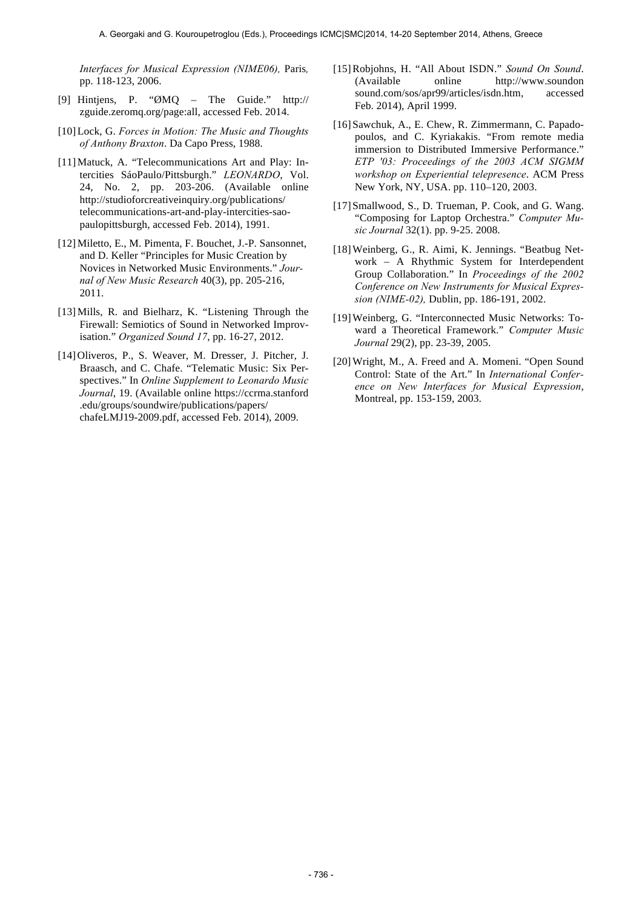*Interfaces for Musical Expression (NIME06),* Paris, pp. 118-123, 2006.

[9] Hintjens, P. "ØMQ – The Guide." http://zguide.zeromq.org/page:all, accessed Feb. 2014.

[10] Lock, G. *Forces in Motion: The Music and Thoughts of Anthony Braxton*. Da Capo Press, 1988.

[11] Matuck, A. "Telecommunications Art and Play: Intercities SáoPaulo/Pittsburgh." *LEONARDO*, Vol. 24, No. 2, pp. 203-206. (Available online http://studioforcreativeinquiry.org/publications/telecommunications-art-and-play-intercities-sao-paulopittsburgh, accessed Feb. 2014), 1991.

[12] Miletto, E., M. Pimenta, F. Bouchet, J.-P. Sansonnet, and D. Keller "Principles for Music Creation by Novices in Networked Music Environments." *Journal of New Music Research* 40(3), pp. 205-216, 2011.

[13] Mills, R. and Bielharz, K. "Listening Through the Firewall: Semiotics of Sound in Networked Improvisation." *Organized Sound 17*, pp. 16-27, 2012.

[14] Oliveros, P., S. Weaver, M. Dresser, J. Pitcher, J. Braasch, and C. Chafe. "Telematic Music: Six Perspectives." In *Online Supplement to Leonardo Music Journal*, 19. (Available online https://ccrma.stanford.edu/groups/soundwire/publications/papers/chafeLMJ19-2009.pdf, accessed Feb. 2014), 2009.

[15] Robjohns, H. "All About ISDN." *Sound On Sound*. (Available online http://www.soundonsound.com/sos/apr99/articles/isdn.htm, accessed Feb. 2014), April 1999.

[16] Sawchuk, A., E. Chew, R. Zimmermann, C. Papadopoulos, and C. Kyriakakis. "From remote media immersion to Distributed Immersive Performance." *ETP '03: Proceedings of the 2003 ACM SIGMM workshop on Experiential telepresence*. ACM Press New York, NY, USA. pp. 110–120, 2003.

[17] Smallwood, S., D. Trueman, P. Cook, and G. Wang. "Composing for Laptop Orchestra." *Computer Music Journal* 32(1). pp. 9-25. 2008.

[18] Weinberg, G., R. Aimi, K. Jennings. "Beatbug Network – A Rhythmic System for Interdependent Group Collaboration." In *Proceedings of the 2002 Conference on New Instruments for Musical Expression (NIME-02),* Dublin, pp. 186-191, 2002.

[19] Weinberg, G. "Interconnected Music Networks: Toward a Theoretical Framework." *Computer Music Journal* 29(2), pp. 23-39, 2005.

[20] Wright, M., A. Freed and A. Momeni. "Open Sound Control: State of the Art." In *International Conference on New Interfaces for Musical Expression*, Montreal, pp. 153-159, 2003.